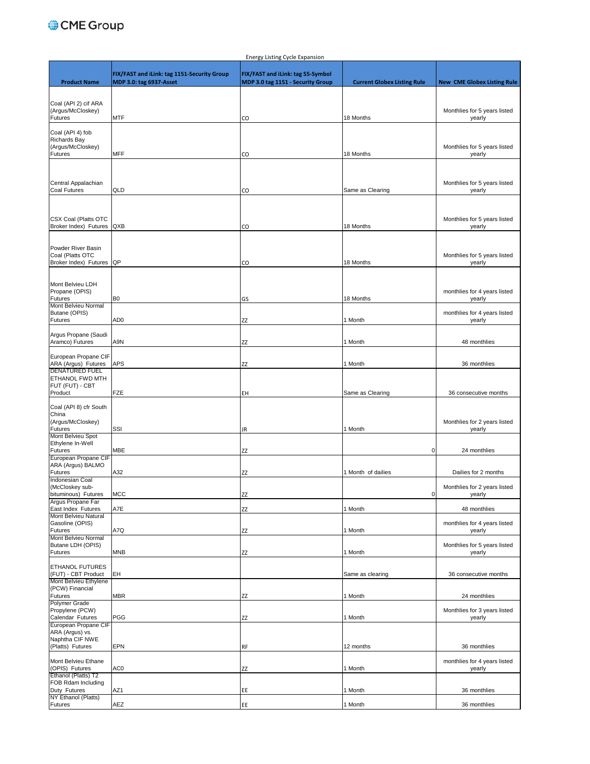Energy Listing Cycle Expansion

| Product Name | FIX/FAST and iLink: tag 1151-Security Group MDP 3.0: tag 6937-Asset | FIX/FAST and iLink: tag 55-Symbol MDP 3.0 tag 1151 - Security Group | Current Globex Listing Rule | New CME Globex Listing Rule |
|---|---|---|---|---|
| Coal (API 2) cif ARA (Argus/McCloskey) Futures | MTF | CO | 18 Months | Monthlies for 5 years listed yearly |
| Coal (API 4) fob Richards Bay (Argus/McCloskey) Futures | MFF | CO | 18 Months | Monthlies for 5 years listed yearly |
| Central Appalachian Coal Futures | QLD | CO | Same as Clearing | Monthlies for 5 years listed yearly |
| CSX Coal (Platts OTC Broker Index) Futures | QXB | CO | 18 Months | Monthlies for 5 years listed yearly |
| Powder River Basin Coal (Platts OTC Broker Index) Futures | QP | CO | 18 Months | Monthlies for 5 years listed yearly |
| Mont Belvieu LDH Propane (OPIS) Futures | B0 | GS | 18 Months | monthlies for 4 years listed yearly |
| Mont Belvieu Normal Butane (OPIS) Futures | AD0 | ZZ | 1 Month | monthlies for 4 years listed yearly |
| Argus Propane (Saudi Aramco) Futures | A9N | ZZ | 1 Month | 48 monthlies |
| European Propane CIF ARA (Argus) Futures | APS | ZZ | 1 Month | 36 monthlies |
| DENATURED FUEL ETHANOL FWD MTH FUT (FUT) - CBT Product | FZE | EH | Same as Clearing | 36 consecutive months |
| Coal (API 8) cfr South China (Argus/McCloskey) Futures | SSI | JR | 1 Month | Monthlies for 2 years listed yearly |
| Mont Belvieu Spot Ethylene In-Well Futures | MBE | ZZ | 0 | 24 monthlies |
| European Propane CIF ARA (Argus) BALMO Futures | A32 | ZZ | 1 Month of dailies | Dailies for 2 months |
| Indonesian Coal (McCloskey sub-bituminous) Futures | MCC | ZZ | 0 | Monthlies for 2 years listed yearly |
| Argus Propane Far East Index Futures | A7E | ZZ | 1 Month | 48 monthlies |
| Mont Belvieu Natural Gasoline (OPIS) Futures | A7Q | ZZ | 1 Month | monthlies for 4 years listed yearly |
| Mont Belvieu Normal Butane LDH (OPIS) Futures | MNB | ZZ | 1 Month | Monthlies for 5 years listed yearly |
| ETHANOL FUTURES (FUT) - CBT Product | EH | | Same as clearing | 36 consecutive months |
| Mont Belvieu Ethylene (PCW) Financial Futures | MBR | ZZ | 1 Month | 24 monthlies |
| Polymer Grade Propylene (PCW) Calendar Futures | PGG | ZZ | 1 Month | Monthlies for 3 years listed yearly |
| European Propane CIF ARA (Argus) vs. Naphtha CIF NWE (Platts) Futures | EPN | RF | 12 months | 36 monthlies |
| Mont Belvieu Ethane (OPIS) Futures | AC0 | ZZ | 1 Month | monthlies for 4 years listed yearly |
| Ethanol (Platts) T2 FOB Rdam Including Duty Futures | AZ1 | EE | 1 Month | 36 monthlies |
| NY Ethanol (Platts) Futures | AEZ | EE | 1 Month | 36 monthlies |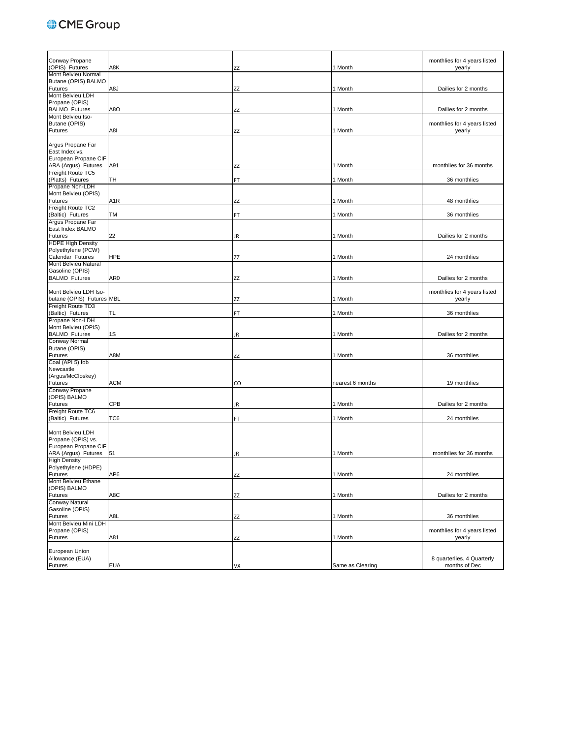| | | | | |
|---|---|---|---|---|
| Conway Propane (OPIS) Futures | A8K | ZZ | 1 Month | monthlies for 4 years listed yearly |
| Mont Belvieu Normal Butane (OPIS) BALMO Futures | A8J | ZZ | 1 Month | Dailies for 2 months |
| Mont Belvieu LDH Propane (OPIS) BALMO Futures | A8O | ZZ | 1 Month | Dailies for 2 months |
| Mont Belvieu Iso-Butane (OPIS) Futures | A8I | ZZ | 1 Month | monthlies for 4 years listed yearly |
| Argus Propane Far East Index vs. European Propane CIF ARA (Argus) Futures | A91 | ZZ | 1 Month | monthlies for 36 months |
| Freight Route TC5 (Platts) Futures | TH | FT | 1 Month | 36 monthlies |
| Propane Non-LDH Mont Belvieu (OPIS) Futures | A1R | ZZ | 1 Month | 48 monthlies |
| Freight Route TC2 (Baltic) Futures | TM | FT | 1 Month | 36 monthlies |
| Argus Propane Far East Index BALMO Futures | 22 | JR | 1 Month | Dailies for 2 months |
| HDPE High Density Polyethylene (PCW) Calendar Futures | HPE | ZZ | 1 Month | 24 monthlies |
| Mont Belvieu Natural Gasoline (OPIS) BALMO Futures | AR0 | ZZ | 1 Month | Dailies for 2 months |
| Mont Belvieu LDH Iso-butane (OPIS) Futures | MBL | ZZ | 1 Month | monthlies for 4 years listed yearly |
| Freight Route TD3 (Baltic) Futures | TL | FT | 1 Month | 36 monthlies |
| Propane Non-LDH Mont Belvieu (OPIS) BALMO Futures | 1S | JR | 1 Month | Dailies for 2 months |
| Conway Normal Butane (OPIS) Futures | A8M | ZZ | 1 Month | 36 monthlies |
| Coal (API 5) fob Newcastle (Argus/McCloskey) Futures | ACM | CO | nearest 6 months | 19 monthlies |
| Conway Propane (OPIS) BALMO Futures | CPB | JR | 1 Month | Dailies for 2 months |
| Freight Route TC6 (Baltic) Futures | TC6 | FT | 1 Month | 24 monthlies |
| Mont Belvieu LDH Propane (OPIS) vs. European Propane CIF ARA (Argus) Futures | 51 | JR | 1 Month | monthlies for 36 months |
| High Density Polyethylene (HDPE) Futures | AP6 | ZZ | 1 Month | 24 monthlies |
| Mont Belvieu Ethane (OPIS) BALMO Futures | A8C | ZZ | 1 Month | Dailies for 2 months |
| Conway Natural Gasoline (OPIS) Futures | A8L | ZZ | 1 Month | 36 monthlies |
| Mont Belvieu Mini LDH Propane (OPIS) Futures | A81 | ZZ | 1 Month | monthlies for 4 years listed yearly |
| European Union Allowance (EUA) Futures | EUA | VX | Same as Clearing | 8 quarterlies. 4 Quarterly months of Dec |